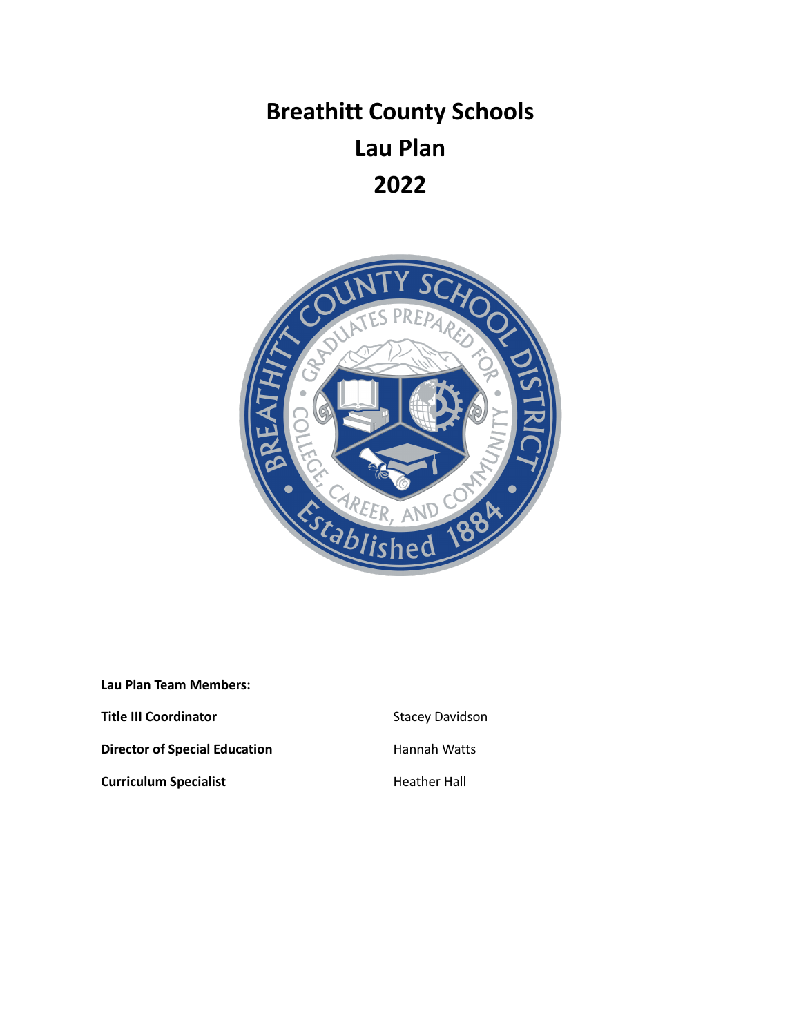# Breathitt County Schools
# Lau Plan
# 2022

**Lau Plan Team Members:**

| | |
|---|---|
| **Title III Coordinator** | Stacey Davidson |
| **Director of Special Education** | Hannah Watts |
| **Curriculum Specialist** | Heather Hall |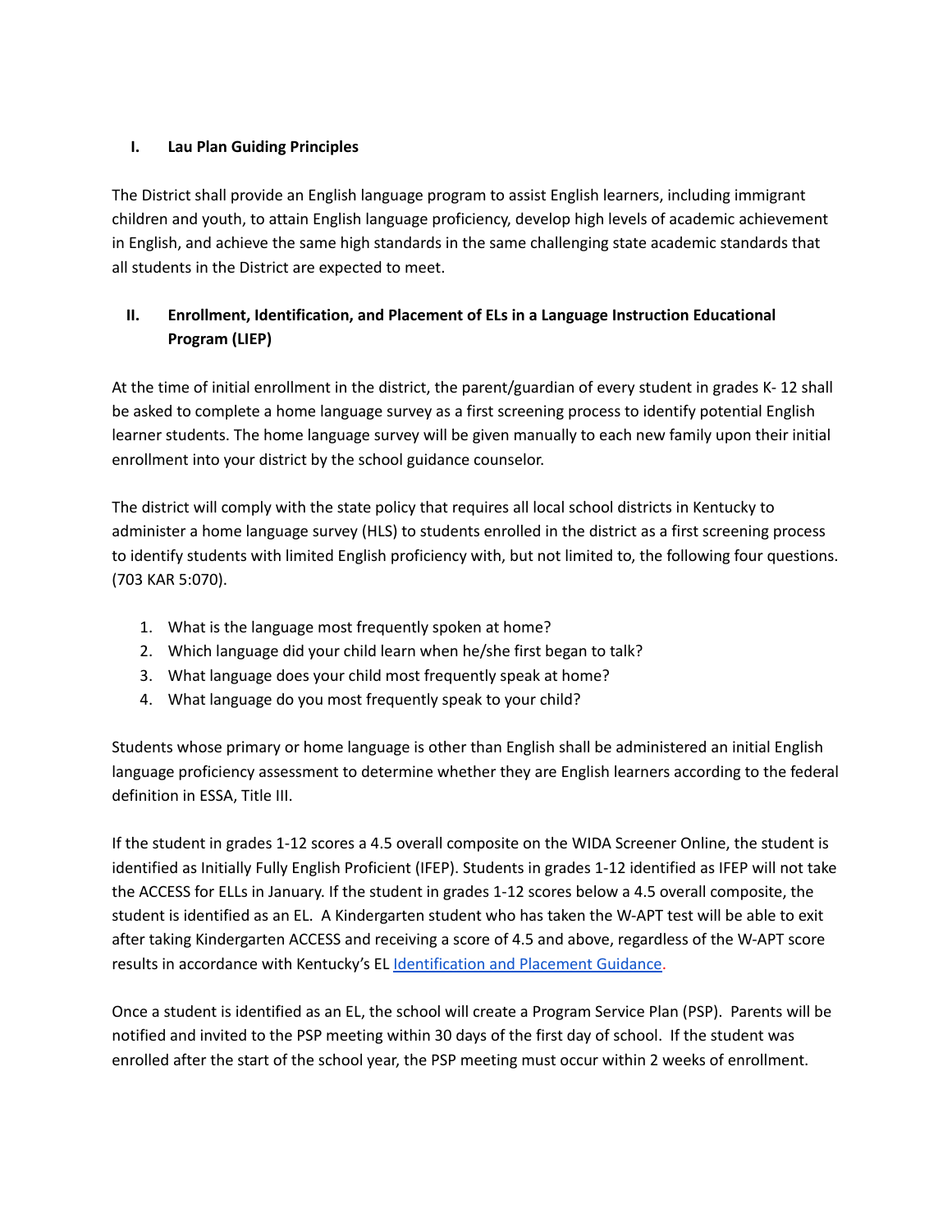## I. Lau Plan Guiding Principles

The District shall provide an English language program to assist English learners, including immigrant children and youth, to attain English language proficiency, develop high levels of academic achievement in English, and achieve the same high standards in the same challenging state academic standards that all students in the District are expected to meet.

## II. Enrollment, Identification, and Placement of ELs in a Language Instruction Educational Program (LIEP)

At the time of initial enrollment in the district, the parent/guardian of every student in grades K- 12 shall be asked to complete a home language survey as a first screening process to identify potential English learner students. The home language survey will be given manually to each new family upon their initial enrollment into your district by the school guidance counselor.

The district will comply with the state policy that requires all local school districts in Kentucky to administer a home language survey (HLS) to students enrolled in the district as a first screening process to identify students with limited English proficiency with, but not limited to, the following four questions. (703 KAR 5:070).

1. What is the language most frequently spoken at home?
2. Which language did your child learn when he/she first began to talk?
3. What language does your child most frequently speak at home?
4. What language do you most frequently speak to your child?

Students whose primary or home language is other than English shall be administered an initial English language proficiency assessment to determine whether they are English learners according to the federal definition in ESSA, Title III.

If the student in grades 1-12 scores a 4.5 overall composite on the WIDA Screener Online, the student is identified as Initially Fully English Proficient (IFEP). Students in grades 1-12 identified as IFEP will not take the ACCESS for ELLs in January. If the student in grades 1-12 scores below a 4.5 overall composite, the student is identified as an EL. A Kindergarten student who has taken the W-APT test will be able to exit after taking Kindergarten ACCESS and receiving a score of 4.5 and above, regardless of the W-APT score results in accordance with Kentucky's EL Identification and Placement Guidance.

Once a student is identified as an EL, the school will create a Program Service Plan (PSP). Parents will be notified and invited to the PSP meeting within 30 days of the first day of school. If the student was enrolled after the start of the school year, the PSP meeting must occur within 2 weeks of enrollment.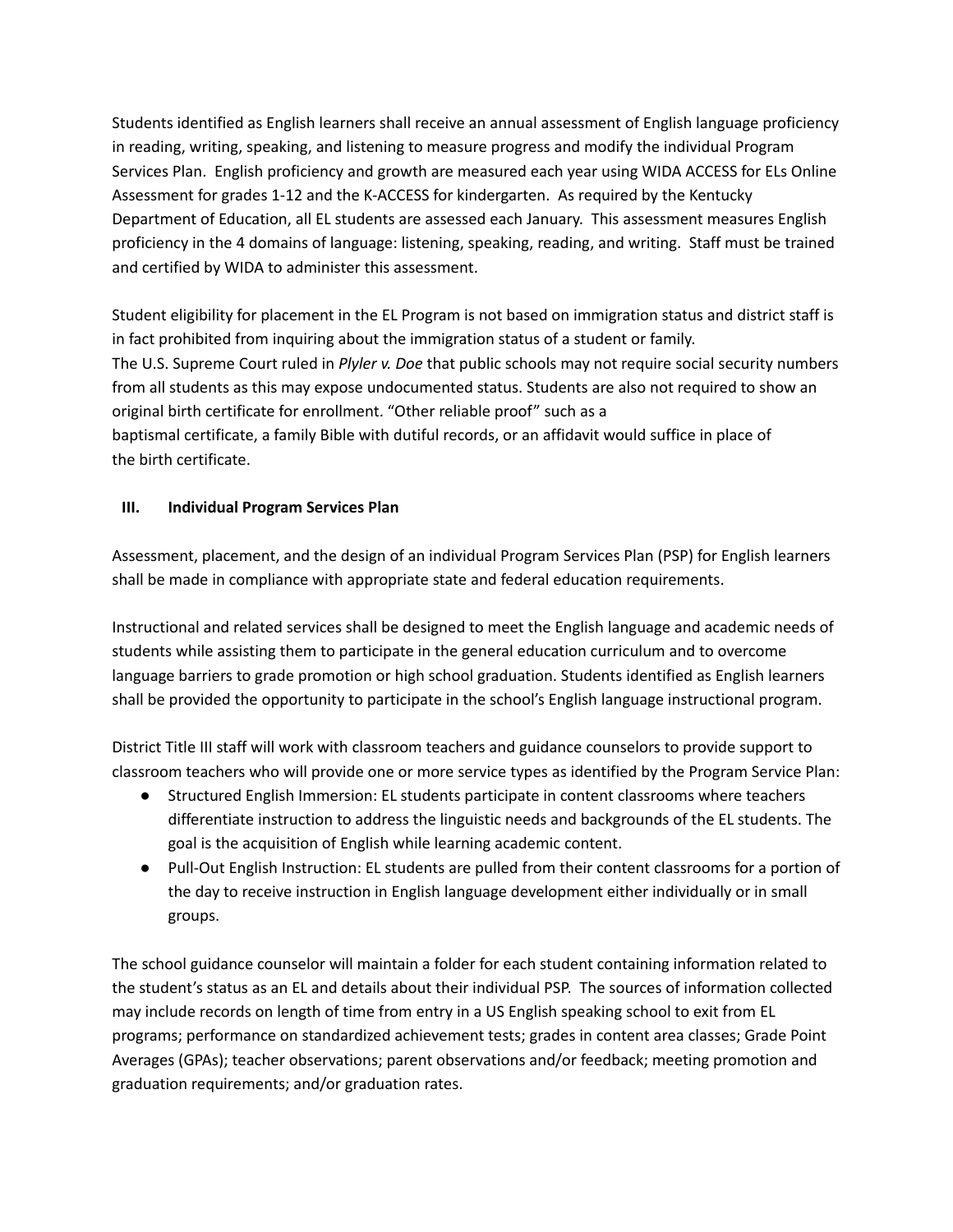Students identified as English learners shall receive an annual assessment of English language proficiency in reading, writing, speaking, and listening to measure progress and modify the individual Program Services Plan. English proficiency and growth are measured each year using WIDA ACCESS for ELs Online Assessment for grades 1-12 and the K-ACCESS for kindergarten. As required by the Kentucky Department of Education, all EL students are assessed each January. This assessment measures English proficiency in the 4 domains of language: listening, speaking, reading, and writing. Staff must be trained and certified by WIDA to administer this assessment.

Student eligibility for placement in the EL Program is not based on immigration status and district staff is in fact prohibited from inquiring about the immigration status of a student or family.
The U.S. Supreme Court ruled in *Plyler v. Doe* that public schools may not require social security numbers from all students as this may expose undocumented status. Students are also not required to show an original birth certificate for enrollment. "Other reliable proof" such as a baptismal certificate, a family Bible with dutiful records, or an affidavit would suffice in place of the birth certificate.

## III. Individual Program Services Plan

Assessment, placement, and the design of an individual Program Services Plan (PSP) for English learners shall be made in compliance with appropriate state and federal education requirements.

Instructional and related services shall be designed to meet the English language and academic needs of students while assisting them to participate in the general education curriculum and to overcome language barriers to grade promotion or high school graduation. Students identified as English learners shall be provided the opportunity to participate in the school's English language instructional program.

District Title III staff will work with classroom teachers and guidance counselors to provide support to classroom teachers who will provide one or more service types as identified by the Program Service Plan:

- Structured English Immersion: EL students participate in content classrooms where teachers differentiate instruction to address the linguistic needs and backgrounds of the EL students. The goal is the acquisition of English while learning academic content.
- Pull-Out English Instruction: EL students are pulled from their content classrooms for a portion of the day to receive instruction in English language development either individually or in small groups.

The school guidance counselor will maintain a folder for each student containing information related to the student's status as an EL and details about their individual PSP. The sources of information collected may include records on length of time from entry in a US English speaking school to exit from EL programs; performance on standardized achievement tests; grades in content area classes; Grade Point Averages (GPAs); teacher observations; parent observations and/or feedback; meeting promotion and graduation requirements; and/or graduation rates.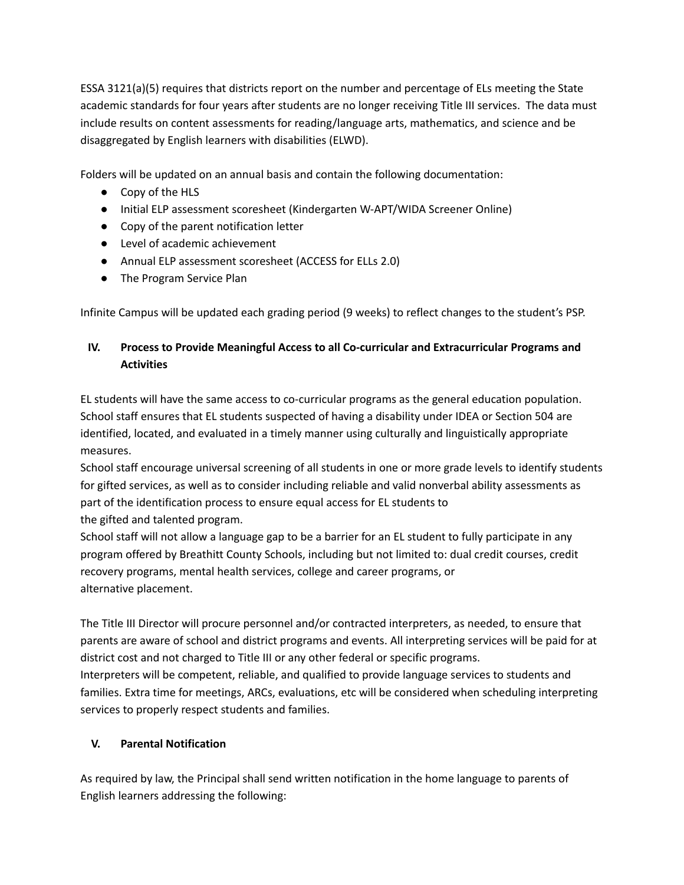ESSA 3121(a)(5) requires that districts report on the number and percentage of ELs meeting the State academic standards for four years after students are no longer receiving Title III services. The data must include results on content assessments for reading/language arts, mathematics, and science and be disaggregated by English learners with disabilities (ELWD).

Folders will be updated on an annual basis and contain the following documentation:

- Copy of the HLS
- Initial ELP assessment scoresheet (Kindergarten W-APT/WIDA Screener Online)
- Copy of the parent notification letter
- Level of academic achievement
- Annual ELP assessment scoresheet (ACCESS for ELLs 2.0)
- The Program Service Plan

Infinite Campus will be updated each grading period (9 weeks) to reflect changes to the student's PSP.

## IV. Process to Provide Meaningful Access to all Co-curricular and Extracurricular Programs and Activities

EL students will have the same access to co-curricular programs as the general education population. School staff ensures that EL students suspected of having a disability under IDEA or Section 504 are identified, located, and evaluated in a timely manner using culturally and linguistically appropriate measures.

School staff encourage universal screening of all students in one or more grade levels to identify students for gifted services, as well as to consider including reliable and valid nonverbal ability assessments as part of the identification process to ensure equal access for EL students to the gifted and talented program.

School staff will not allow a language gap to be a barrier for an EL student to fully participate in any program offered by Breathitt County Schools, including but not limited to: dual credit courses, credit recovery programs, mental health services, college and career programs, or alternative placement.

The Title III Director will procure personnel and/or contracted interpreters, as needed, to ensure that parents are aware of school and district programs and events. All interpreting services will be paid for at district cost and not charged to Title III or any other federal or specific programs.

Interpreters will be competent, reliable, and qualified to provide language services to students and families. Extra time for meetings, ARCs, evaluations, etc will be considered when scheduling interpreting services to properly respect students and families.

## V. Parental Notification

As required by law, the Principal shall send written notification in the home language to parents of English learners addressing the following: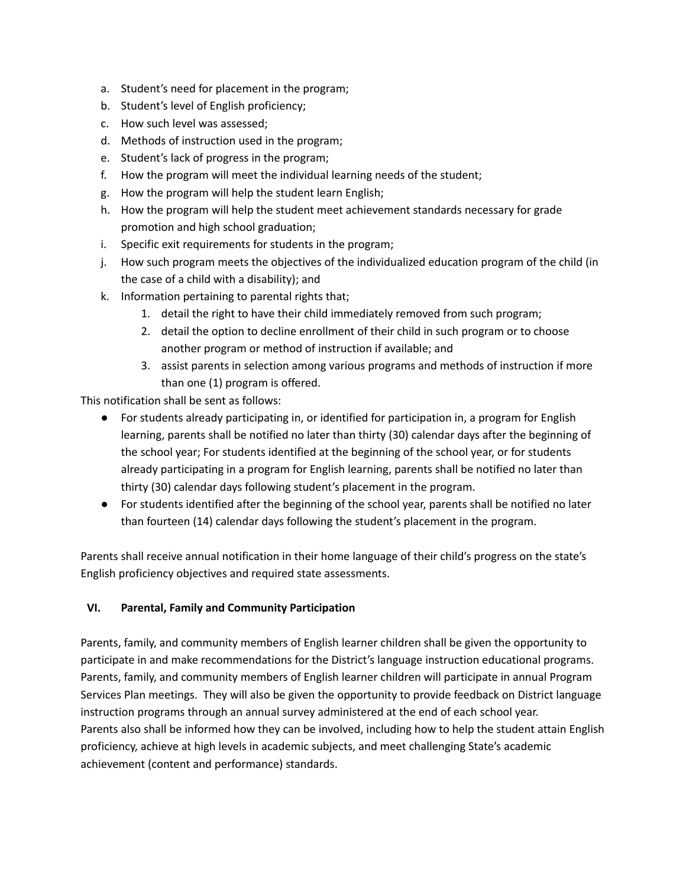a. Student's need for placement in the program;
b. Student's level of English proficiency;
c. How such level was assessed;
d. Methods of instruction used in the program;
e. Student's lack of progress in the program;
f. How the program will meet the individual learning needs of the student;
g. How the program will help the student learn English;
h. How the program will help the student meet achievement standards necessary for grade promotion and high school graduation;
i. Specific exit requirements for students in the program;
j. How such program meets the objectives of the individualized education program of the child (in the case of a child with a disability); and
k. Information pertaining to parental rights that;
    1. detail the right to have their child immediately removed from such program;
    2. detail the option to decline enrollment of their child in such program or to choose another program or method of instruction if available; and
    3. assist parents in selection among various programs and methods of instruction if more than one (1) program is offered.

This notification shall be sent as follows:

- For students already participating in, or identified for participation in, a program for English learning, parents shall be notified no later than thirty (30) calendar days after the beginning of the school year; For students identified at the beginning of the school year, or for students already participating in a program for English learning, parents shall be notified no later than thirty (30) calendar days following student's placement in the program.
- For students identified after the beginning of the school year, parents shall be notified no later than fourteen (14) calendar days following the student's placement in the program.

Parents shall receive annual notification in their home language of their child's progress on the state's English proficiency objectives and required state assessments.

## VI. Parental, Family and Community Participation

Parents, family, and community members of English learner children shall be given the opportunity to participate in and make recommendations for the District's language instruction educational programs. Parents, family, and community members of English learner children will participate in annual Program Services Plan meetings. They will also be given the opportunity to provide feedback on District language instruction programs through an annual survey administered at the end of each school year.
Parents also shall be informed how they can be involved, including how to help the student attain English proficiency, achieve at high levels in academic subjects, and meet challenging State's academic achievement (content and performance) standards.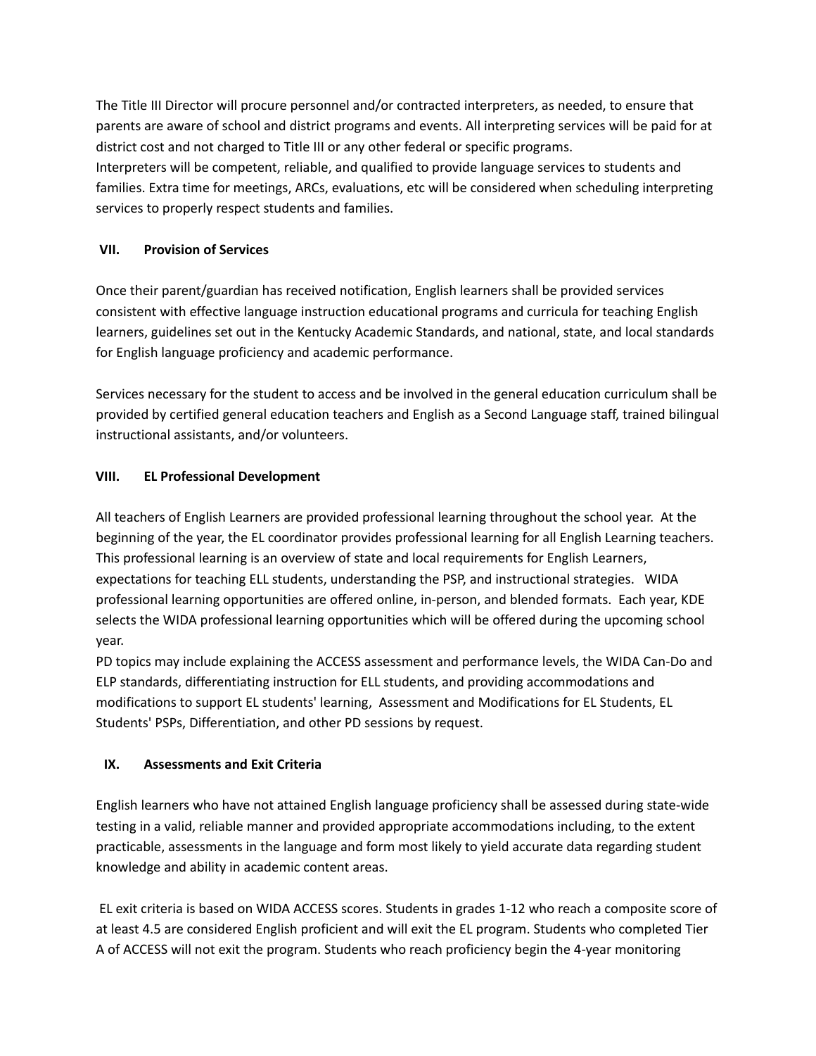The Title III Director will procure personnel and/or contracted interpreters, as needed, to ensure that parents are aware of school and district programs and events. All interpreting services will be paid for at district cost and not charged to Title III or any other federal or specific programs.
Interpreters will be competent, reliable, and qualified to provide language services to students and families. Extra time for meetings, ARCs, evaluations, etc will be considered when scheduling interpreting services to properly respect students and families.

## VII. Provision of Services

Once their parent/guardian has received notification, English learners shall be provided services consistent with effective language instruction educational programs and curricula for teaching English learners, guidelines set out in the Kentucky Academic Standards, and national, state, and local standards for English language proficiency and academic performance.

Services necessary for the student to access and be involved in the general education curriculum shall be provided by certified general education teachers and English as a Second Language staff, trained bilingual instructional assistants, and/or volunteers.

## VIII. EL Professional Development

All teachers of English Learners are provided professional learning throughout the school year. At the beginning of the year, the EL coordinator provides professional learning for all English Learning teachers. This professional learning is an overview of state and local requirements for English Learners, expectations for teaching ELL students, understanding the PSP, and instructional strategies. WIDA professional learning opportunities are offered online, in-person, and blended formats. Each year, KDE selects the WIDA professional learning opportunities which will be offered during the upcoming school year.
PD topics may include explaining the ACCESS assessment and performance levels, the WIDA Can-Do and ELP standards, differentiating instruction for ELL students, and providing accommodations and modifications to support EL students' learning, Assessment and Modifications for EL Students, EL Students' PSPs, Differentiation, and other PD sessions by request.

## IX. Assessments and Exit Criteria

English learners who have not attained English language proficiency shall be assessed during state-wide testing in a valid, reliable manner and provided appropriate accommodations including, to the extent practicable, assessments in the language and form most likely to yield accurate data regarding student knowledge and ability in academic content areas.

EL exit criteria is based on WIDA ACCESS scores. Students in grades 1-12 who reach a composite score of at least 4.5 are considered English proficient and will exit the EL program. Students who completed Tier A of ACCESS will not exit the program. Students who reach proficiency begin the 4-year monitoring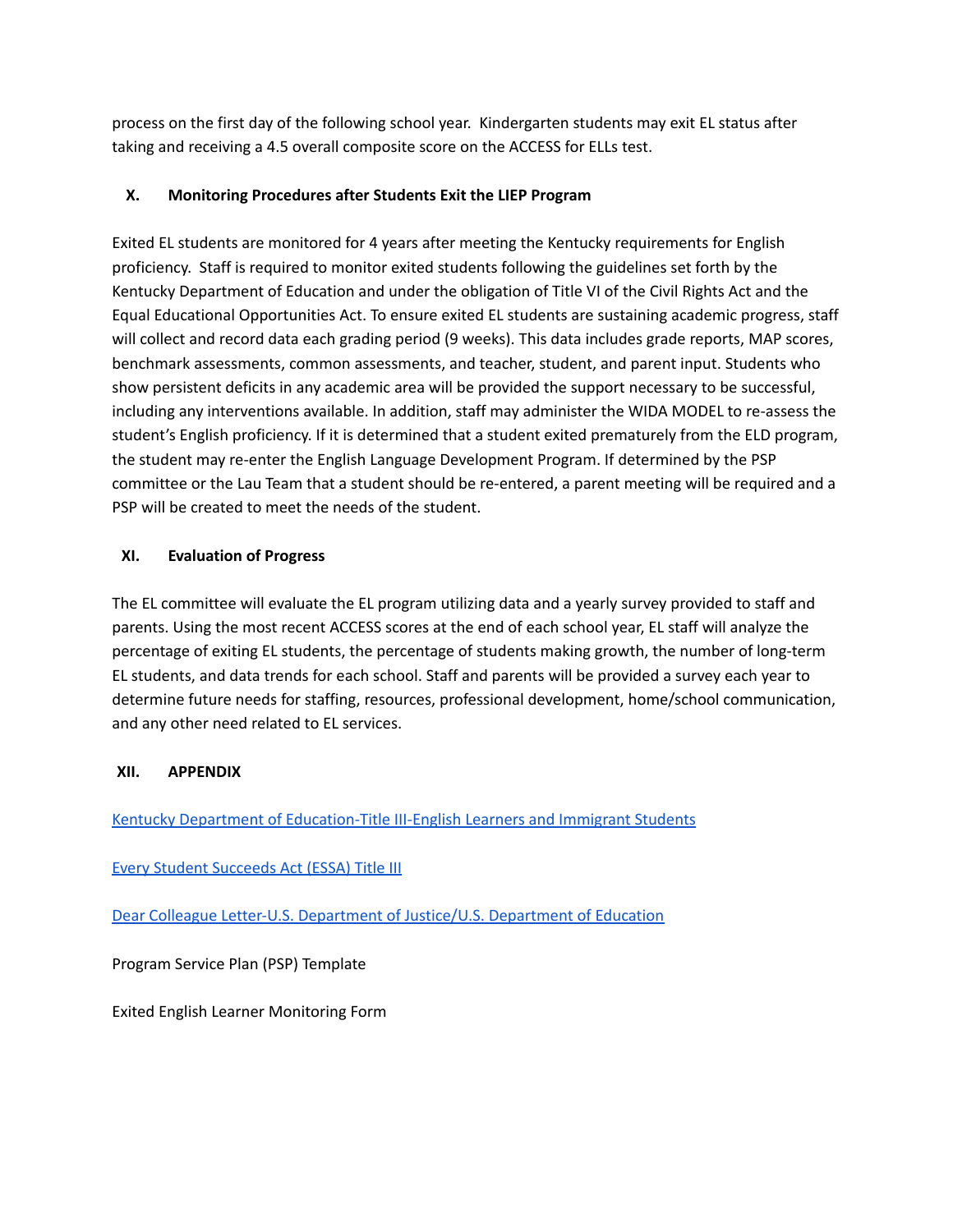process on the first day of the following school year. Kindergarten students may exit EL status after taking and receiving a 4.5 overall composite score on the ACCESS for ELLs test.

## X. Monitoring Procedures after Students Exit the LIEP Program

Exited EL students are monitored for 4 years after meeting the Kentucky requirements for English proficiency. Staff is required to monitor exited students following the guidelines set forth by the Kentucky Department of Education and under the obligation of Title VI of the Civil Rights Act and the Equal Educational Opportunities Act. To ensure exited EL students are sustaining academic progress, staff will collect and record data each grading period (9 weeks). This data includes grade reports, MAP scores, benchmark assessments, common assessments, and teacher, student, and parent input. Students who show persistent deficits in any academic area will be provided the support necessary to be successful, including any interventions available. In addition, staff may administer the WIDA MODEL to re-assess the student's English proficiency. If it is determined that a student exited prematurely from the ELD program, the student may re-enter the English Language Development Program. If determined by the PSP committee or the Lau Team that a student should be re-entered, a parent meeting will be required and a PSP will be created to meet the needs of the student.

## XI. Evaluation of Progress

The EL committee will evaluate the EL program utilizing data and a yearly survey provided to staff and parents. Using the most recent ACCESS scores at the end of each school year, EL staff will analyze the percentage of exiting EL students, the percentage of students making growth, the number of long-term EL students, and data trends for each school. Staff and parents will be provided a survey each year to determine future needs for staffing, resources, professional development, home/school communication, and any other need related to EL services.

## XII. APPENDIX

Kentucky Department of Education-Title III-English Learners and Immigrant Students

Every Student Succeeds Act (ESSA) Title III

Dear Colleague Letter-U.S. Department of Justice/U.S. Department of Education

Program Service Plan (PSP) Template

Exited English Learner Monitoring Form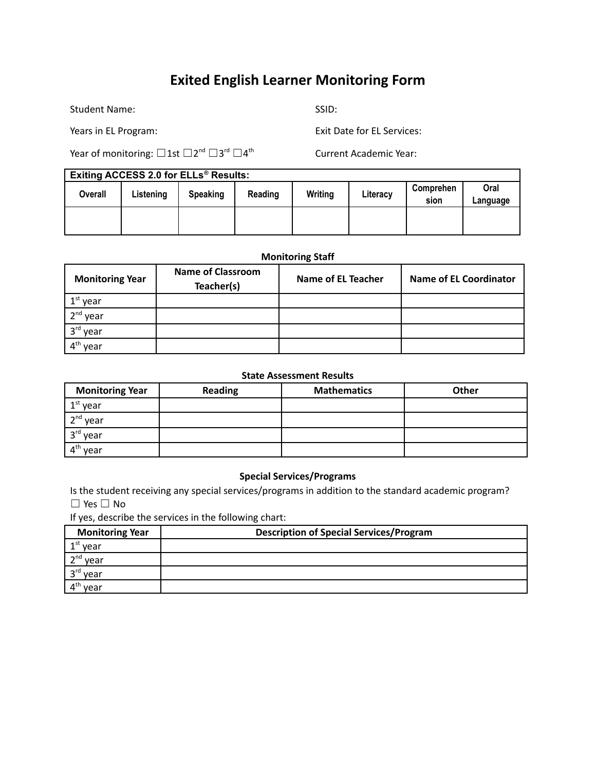# Exited English Learner Monitoring Form

Student Name: SSID:

Years in EL Program: Exit Date for EL Services:

Year of monitoring: ☐1st ☐2nd ☐3rd ☐4th Current Academic Year:

| Exiting ACCESS 2.0 for ELLs® Results: | | | | | | | |
|---|---|---|---|---|---|---|---|
| Overall | Listening | Speaking | Reading | Writing | Literacy | Comprehension | Oral Language |
| | | | | | | | |

**Monitoring Staff**

| Monitoring Year | Name of Classroom Teacher(s) | Name of EL Teacher | Name of EL Coordinator |
|---|---|---|---|
| 1st year | | | |
| 2nd year | | | |
| 3rd year | | | |
| 4th year | | | |

**State Assessment Results**

| Monitoring Year | Reading | Mathematics | Other |
|---|---|---|---|
| 1st year | | | |
| 2nd year | | | |
| 3rd year | | | |
| 4th year | | | |

**Special Services/Programs**

Is the student receiving any special services/programs in addition to the standard academic program?
☐ Yes ☐ No

If yes, describe the services in the following chart:

| Monitoring Year | Description of Special Services/Program |
|---|---|
| 1st year | |
| 2nd year | |
| 3rd year | |
| 4th year | |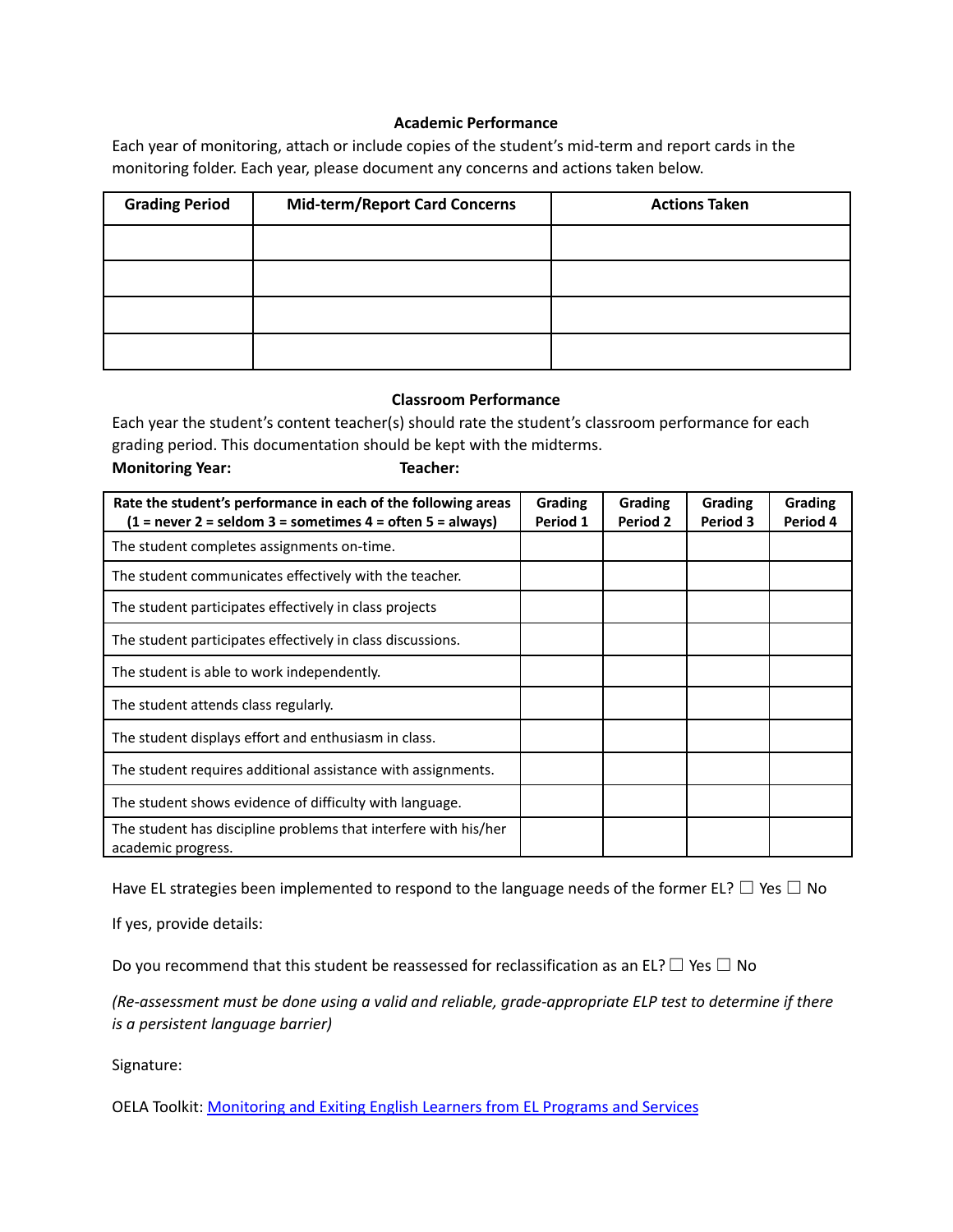**Academic Performance**

Each year of monitoring, attach or include copies of the student's mid-term and report cards in the monitoring folder. Each year, please document any concerns and actions taken below.

| Grading Period | Mid-term/Report Card Concerns | Actions Taken |
|---|---|---|
| | | |
| | | |
| | | |
| | | |

**Classroom Performance**

Each year the student's content teacher(s) should rate the student's classroom performance for each grading period. This documentation should be kept with the midterms.

**Monitoring Year:** **Teacher:**

| Rate the student's performance in each of the following areas (1 = never 2 = seldom 3 = sometimes 4 = often 5 = always) | Grading Period 1 | Grading Period 2 | Grading Period 3 | Grading Period 4 |
|---|---|---|---|---|
| The student completes assignments on-time. | | | | |
| The student communicates effectively with the teacher. | | | | |
| The student participates effectively in class projects | | | | |
| The student participates effectively in class discussions. | | | | |
| The student is able to work independently. | | | | |
| The student attends class regularly. | | | | |
| The student displays effort and enthusiasm in class. | | | | |
| The student requires additional assistance with assignments. | | | | |
| The student shows evidence of difficulty with language. | | | | |
| The student has discipline problems that interfere with his/her academic progress. | | | | |

Have EL strategies been implemented to respond to the language needs of the former EL? ☐ Yes ☐ No

If yes, provide details:

Do you recommend that this student be reassessed for reclassification as an EL? ☐ Yes ☐ No

*(Re-assessment must be done using a valid and reliable, grade-appropriate ELP test to determine if there is a persistent language barrier)*

Signature:

OELA Toolkit: [Monitoring and Exiting English Learners from EL Programs and Services]